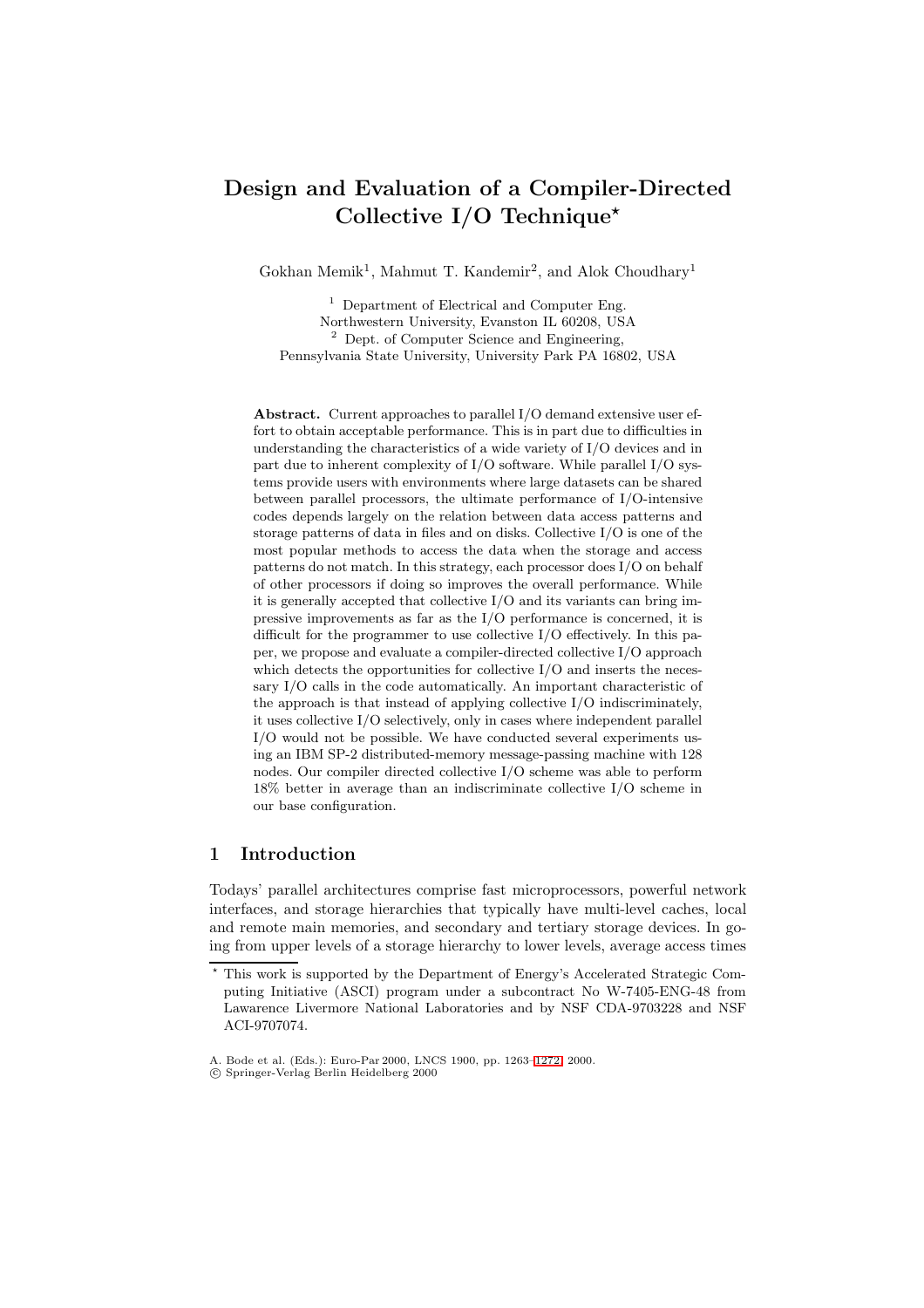# Design and Evaluation of a Compiler-Directed Collective I/O Technique*

Gokhan Memik[1], Mahmut T. Kandemir[2], and Alok Choudhary[1]

[1] Department of Electrical and Computer Eng.
Northwestern University, Evanston IL 60208, USA
[2] Dept. of Computer Science and Engineering,
Pennsylvania State University, University Park PA 16802, USA

**Abstract.** Current approaches to parallel I/O demand extensive user effort to obtain acceptable performance. This is in part due to difficulties in understanding the characteristics of a wide variety of I/O devices and in part due to inherent complexity of I/O software. While parallel I/O systems provide users with environments where large datasets can be shared between parallel processors, the ultimate performance of I/O-intensive codes depends largely on the relation between data access patterns and storage patterns of data in files and on disks. Collective I/O is one of the most popular methods to access the data when the storage and access patterns do not match. In this strategy, each processor does I/O on behalf of other processors if doing so improves the overall performance. While it is generally accepted that collective I/O and its variants can bring impressive improvements as far as the I/O performance is concerned, it is difficult for the programmer to use collective I/O effectively. In this paper, we propose and evaluate a compiler-directed collective I/O approach which detects the opportunities for collective I/O and inserts the necessary I/O calls in the code automatically. An important characteristic of the approach is that instead of applying collective I/O indiscriminately, it uses collective I/O selectively, only in cases where independent parallel I/O would not be possible. We have conducted several experiments using an IBM SP-2 distributed-memory message-passing machine with 128 nodes. Our compiler directed collective I/O scheme was able to perform 18% better in average than an indiscriminate collective I/O scheme in our base configuration.

## 1 Introduction

Todays' parallel architectures comprise fast microprocessors, powerful network interfaces, and storage hierarchies that typically have multi-level caches, local and remote main memories, and secondary and tertiary storage devices. In going from upper levels of a storage hierarchy to lower levels, average access times

* This work is supported by the Department of Energy's Accelerated Strategic Computing Initiative (ASCI) program under a subcontract No W-7405-ENG-48 from Lawarence Livermore National Laboratories and by NSF CDA-9703228 and NSF ACI-9707074.

A. Bode et al. (Eds.): Euro-Par 2000, LNCS 1900, pp. 1263–1272, 2000.
© Springer-Verlag Berlin Heidelberg 2000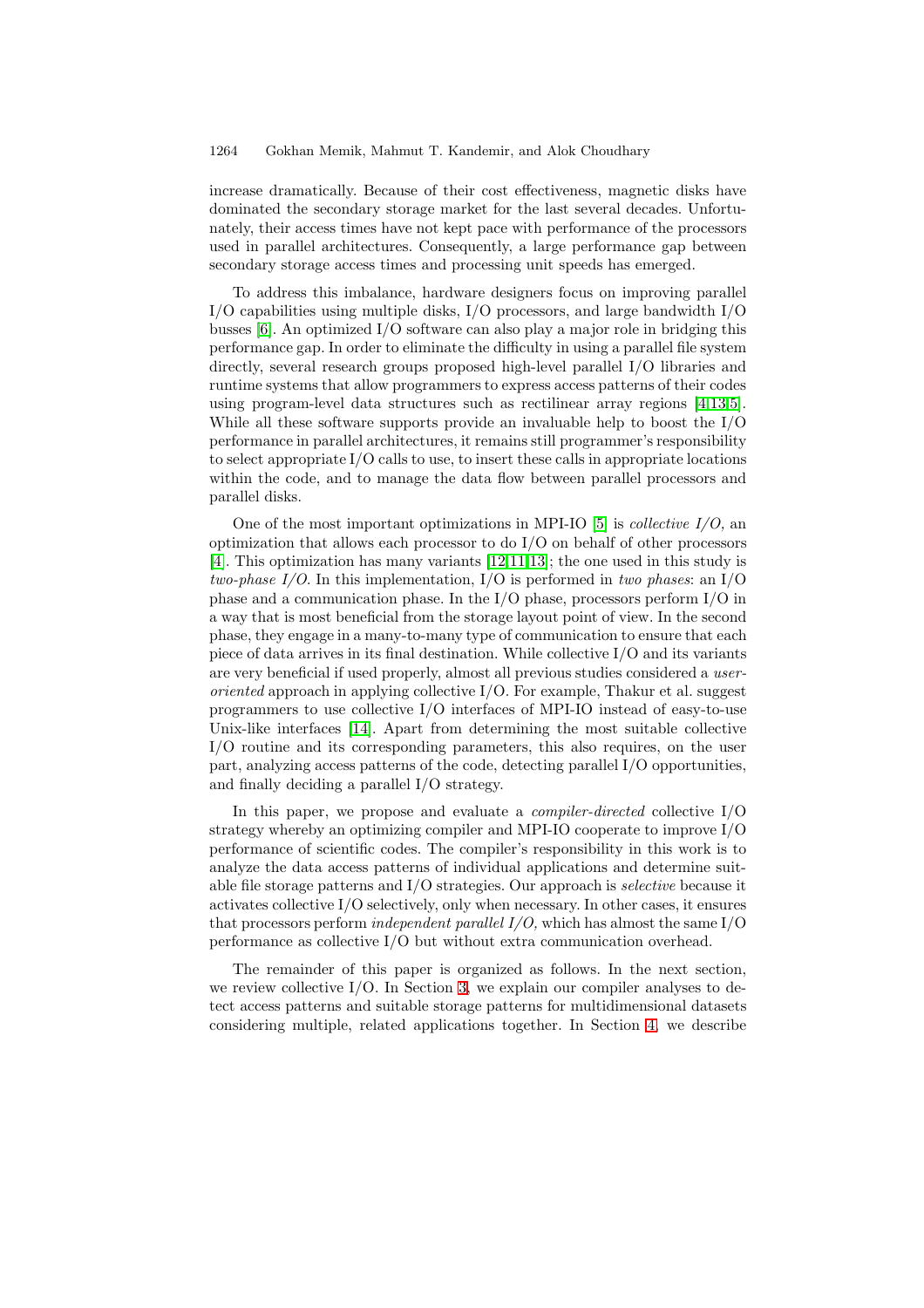increase dramatically. Because of their cost effectiveness, magnetic disks have dominated the secondary storage market for the last several decades. Unfortunately, their access times have not kept pace with performance of the processors used in parallel architectures. Consequently, a large performance gap between secondary storage access times and processing unit speeds has emerged.

To address this imbalance, hardware designers focus on improving parallel I/O capabilities using multiple disks, I/O processors, and large bandwidth I/O busses [6]. An optimized I/O software can also play a major role in bridging this performance gap. In order to eliminate the difficulty in using a parallel file system directly, several research groups proposed high-level parallel I/O libraries and runtime systems that allow programmers to express access patterns of their codes using program-level data structures such as rectilinear array regions [4,13,5]. While all these software supports provide an invaluable help to boost the I/O performance in parallel architectures, it remains still programmer's responsibility to select appropriate I/O calls to use, to insert these calls in appropriate locations within the code, and to manage the data flow between parallel processors and parallel disks.

One of the most important optimizations in MPI-IO [5] is *collective I/O,* an optimization that allows each processor to do I/O on behalf of other processors [4]. This optimization has many variants [12,11,13]; the one used in this study is *two-phase I/O*. In this implementation, I/O is performed in *two phases*: an I/O phase and a communication phase. In the I/O phase, processors perform I/O in a way that is most beneficial from the storage layout point of view. In the second phase, they engage in a many-to-many type of communication to ensure that each piece of data arrives in its final destination. While collective I/O and its variants are very beneficial if used properly, almost all previous studies considered a *user-oriented* approach in applying collective I/O. For example, Thakur et al. suggest programmers to use collective I/O interfaces of MPI-IO instead of easy-to-use Unix-like interfaces [14]. Apart from determining the most suitable collective I/O routine and its corresponding parameters, this also requires, on the user part, analyzing access patterns of the code, detecting parallel I/O opportunities, and finally deciding a parallel I/O strategy.

In this paper, we propose and evaluate a *compiler-directed* collective I/O strategy whereby an optimizing compiler and MPI-IO cooperate to improve I/O performance of scientific codes. The compiler's responsibility in this work is to analyze the data access patterns of individual applications and determine suitable file storage patterns and I/O strategies. Our approach is *selective* because it activates collective I/O selectively, only when necessary. In other cases, it ensures that processors perform *independent parallel I/O,* which has almost the same I/O performance as collective I/O but without extra communication overhead.

The remainder of this paper is organized as follows. In the next section, we review collective I/O. In Section 3, we explain our compiler analyses to detect access patterns and suitable storage patterns for multidimensional datasets considering multiple, related applications together. In Section 4, we describe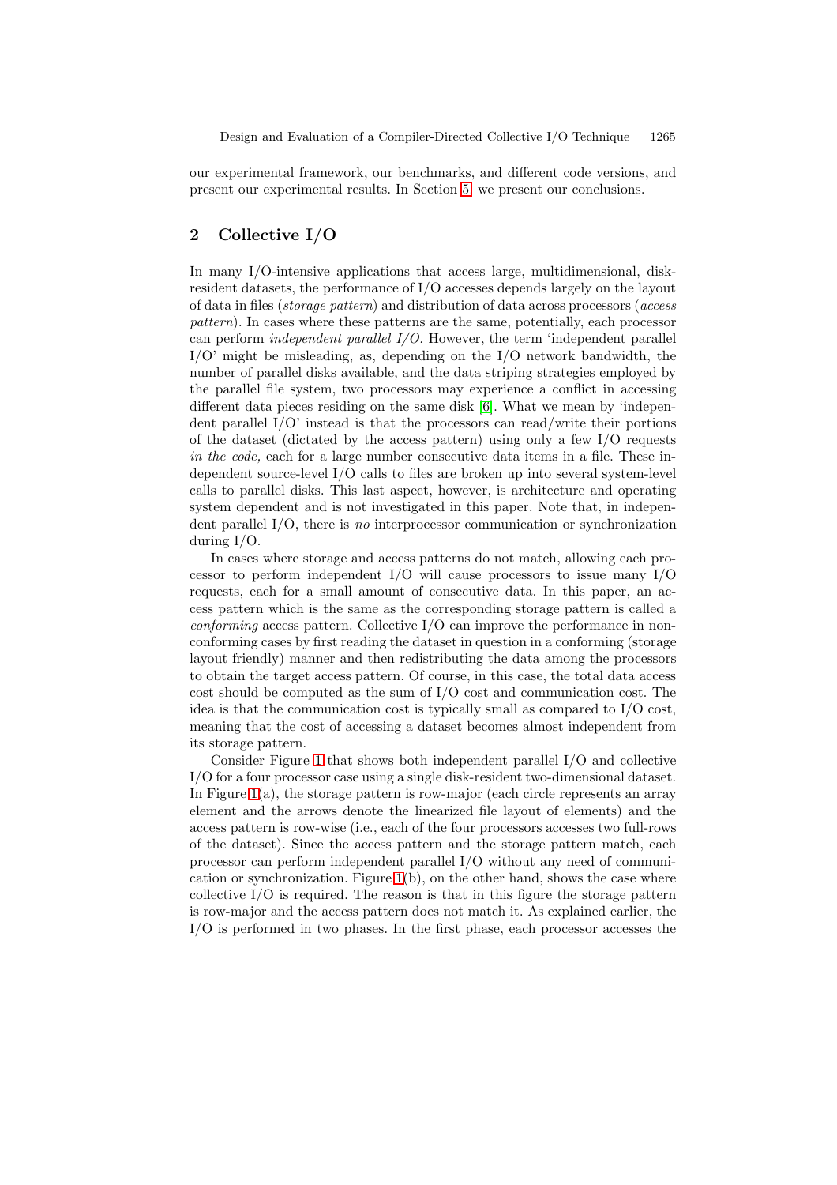our experimental framework, our benchmarks, and different code versions, and present our experimental results. In Section 5 we present our conclusions.

## 2 Collective I/O

In many I/O-intensive applications that access large, multidimensional, disk-resident datasets, the performance of I/O accesses depends largely on the layout of data in files (*storage pattern*) and distribution of data across processors (*access pattern*). In cases where these patterns are the same, potentially, each processor can perform *independent parallel I/O*. However, the term 'independent parallel I/O' might be misleading, as, depending on the I/O network bandwidth, the number of parallel disks available, and the data striping strategies employed by the parallel file system, two processors may experience a conflict in accessing different data pieces residing on the same disk [6]. What we mean by 'independent parallel I/O' instead is that the processors can read/write their portions of the dataset (dictated by the access pattern) using only a few I/O requests *in the code,* each for a large number consecutive data items in a file. These independent source-level I/O calls to files are broken up into several system-level calls to parallel disks. This last aspect, however, is architecture and operating system dependent and is not investigated in this paper. Note that, in independent parallel I/O, there is *no* interprocessor communication or synchronization during I/O.

In cases where storage and access patterns do not match, allowing each processor to perform independent I/O will cause processors to issue many I/O requests, each for a small amount of consecutive data. In this paper, an access pattern which is the same as the corresponding storage pattern is called a *conforming* access pattern. Collective I/O can improve the performance in non-conforming cases by first reading the dataset in question in a conforming (storage layout friendly) manner and then redistributing the data among the processors to obtain the target access pattern. Of course, in this case, the total data access cost should be computed as the sum of I/O cost and communication cost. The idea is that the communication cost is typically small as compared to I/O cost, meaning that the cost of accessing a dataset becomes almost independent from its storage pattern.

Consider Figure 1 that shows both independent parallel I/O and collective I/O for a four processor case using a single disk-resident two-dimensional dataset. In Figure 1(a), the storage pattern is row-major (each circle represents an array element and the arrows denote the linearized file layout of elements) and the access pattern is row-wise (i.e., each of the four processors accesses two full-rows of the dataset). Since the access pattern and the storage pattern match, each processor can perform independent parallel I/O without any need of communication or synchronization. Figure 1(b), on the other hand, shows the case where collective I/O is required. The reason is that in this figure the storage pattern is row-major and the access pattern does not match it. As explained earlier, the I/O is performed in two phases. In the first phase, each processor accesses the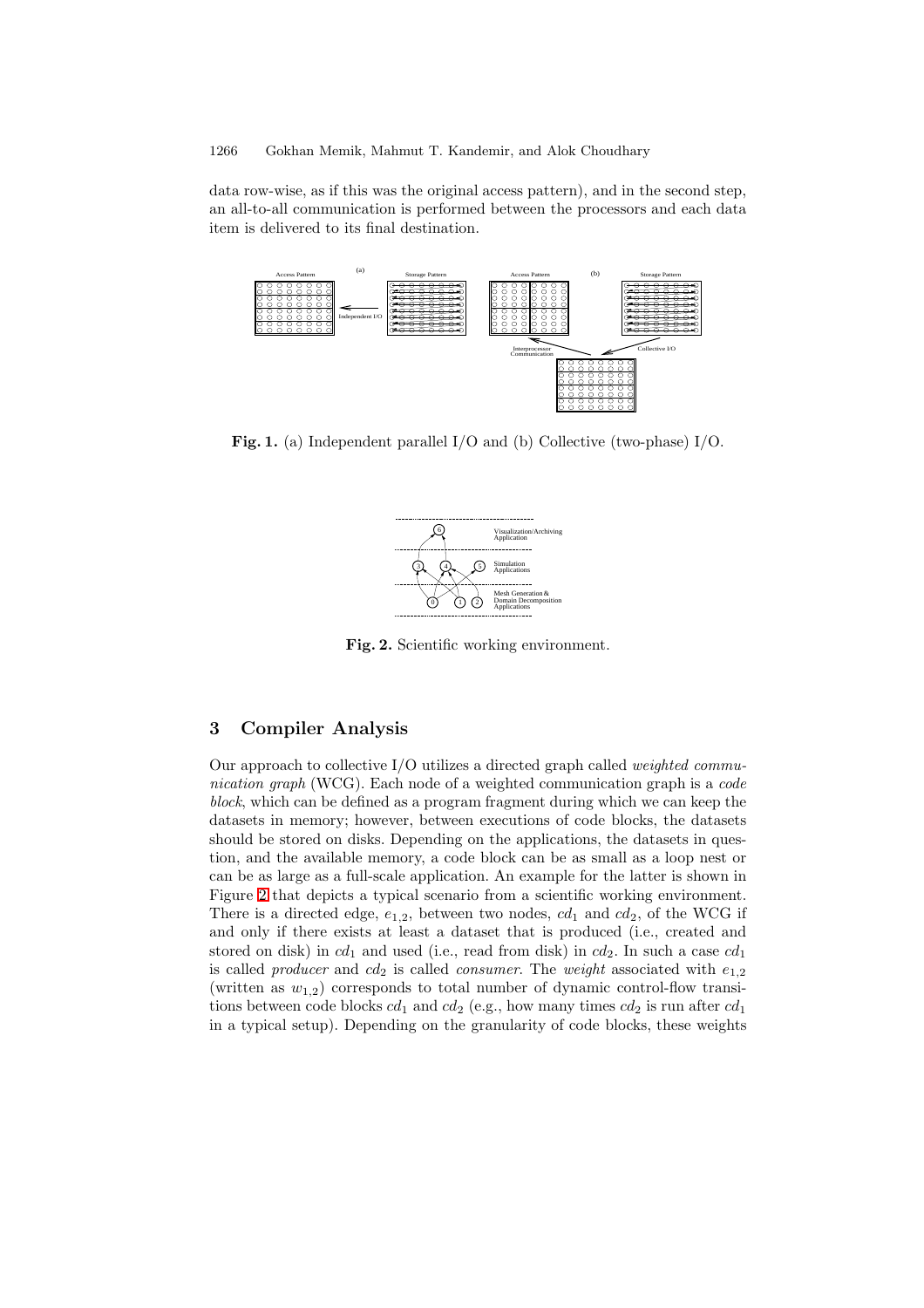data row-wise, as if this was the original access pattern), and in the second step, an all-to-all communication is performed between the processors and each data item is delivered to its final destination.

**Fig. 1.** (a) Independent parallel I/O and (b) Collective (two-phase) I/O.

**Fig. 2.** Scientific working environment.

## 3 Compiler Analysis

Our approach to collective I/O utilizes a directed graph called *weighted communication graph* (WCG). Each node of a weighted communication graph is a *code block*, which can be defined as a program fragment during which we can keep the datasets in memory; however, between executions of code blocks, the datasets should be stored on disks. Depending on the applications, the datasets in question, and the available memory, a code block can be as small as a loop nest or can be as large as a full-scale application. An example for the latter is shown in Figure 2 that depicts a typical scenario from a scientific working environment. There is a directed edge, $e_{1,2}$, between two nodes, $cd_1$ and $cd_2$, of the WCG if and only if there exists at least a dataset that is produced (i.e., created and stored on disk) in $cd_1$ and used (i.e., read from disk) in $cd_2$. In such a case $cd_1$ is called *producer* and $cd_2$ is called *consumer*. The *weight* associated with $e_{1,2}$ (written as $w_{1,2}$) corresponds to total number of dynamic control-flow transitions between code blocks $cd_1$ and $cd_2$ (e.g., how many times $cd_2$ is run after $cd_1$ in a typical setup). Depending on the granularity of code blocks, these weights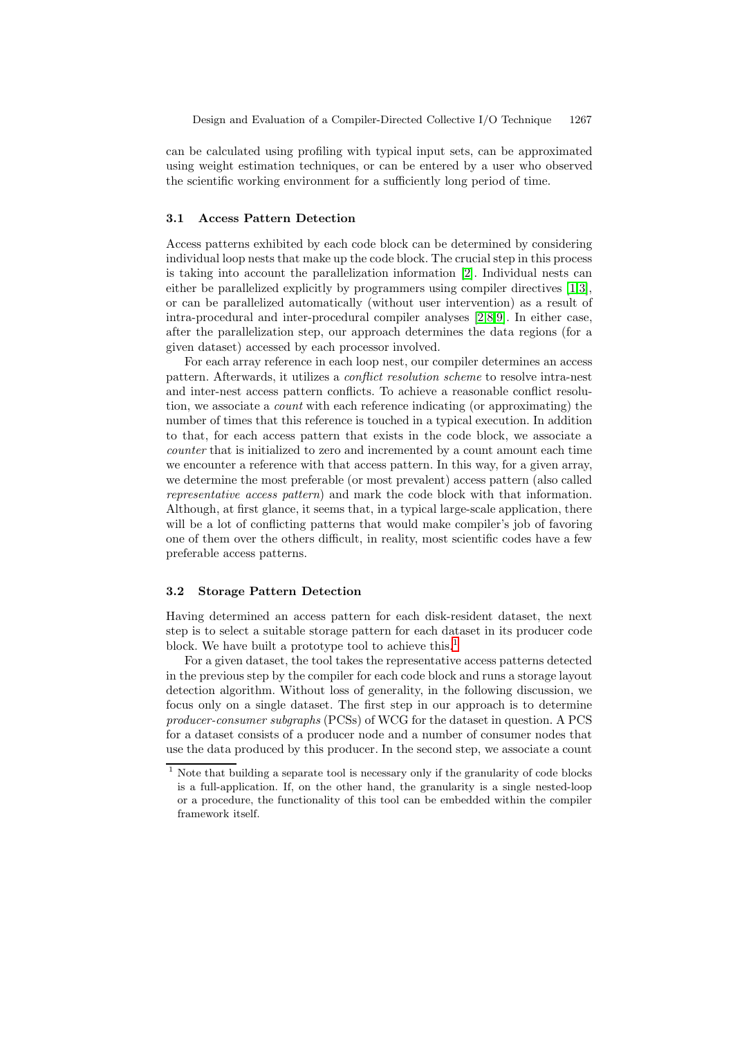can be calculated using profiling with typical input sets, can be approximated using weight estimation techniques, or can be entered by a user who observed the scientific working environment for a sufficiently long period of time.

### 3.1 Access Pattern Detection

Access patterns exhibited by each code block can be determined by considering individual loop nests that make up the code block. The crucial step in this process is taking into account the parallelization information [2]. Individual nests can either be parallelized explicitly by programmers using compiler directives [1,3], or can be parallelized automatically (without user intervention) as a result of intra-procedural and inter-procedural compiler analyses [2,8,9]. In either case, after the parallelization step, our approach determines the data regions (for a given dataset) accessed by each processor involved.

For each array reference in each loop nest, our compiler determines an access pattern. Afterwards, it utilizes a *conflict resolution scheme* to resolve intra-nest and inter-nest access pattern conflicts. To achieve a reasonable conflict resolution, we associate a *count* with each reference indicating (or approximating) the number of times that this reference is touched in a typical execution. In addition to that, for each access pattern that exists in the code block, we associate a *counter* that is initialized to zero and incremented by a count amount each time we encounter a reference with that access pattern. In this way, for a given array, we determine the most preferable (or most prevalent) access pattern (also called *representative access pattern*) and mark the code block with that information. Although, at first glance, it seems that, in a typical large-scale application, there will be a lot of conflicting patterns that would make compiler's job of favoring one of them over the others difficult, in reality, most scientific codes have a few preferable access patterns.

### 3.2 Storage Pattern Detection

Having determined an access pattern for each disk-resident dataset, the next step is to select a suitable storage pattern for each dataset in its producer code block. We have built a prototype tool to achieve this.[1]

For a given dataset, the tool takes the representative access patterns detected in the previous step by the compiler for each code block and runs a storage layout detection algorithm. Without loss of generality, in the following discussion, we focus only on a single dataset. The first step in our approach is to determine *producer-consumer subgraphs* (PCSs) of WCG for the dataset in question. A PCS for a dataset consists of a producer node and a number of consumer nodes that use the data produced by this producer. In the second step, we associate a count

[1] Note that building a separate tool is necessary only if the granularity of code blocks is a full-application. If, on the other hand, the granularity is a single nested-loop or a procedure, the functionality of this tool can be embedded within the compiler framework itself.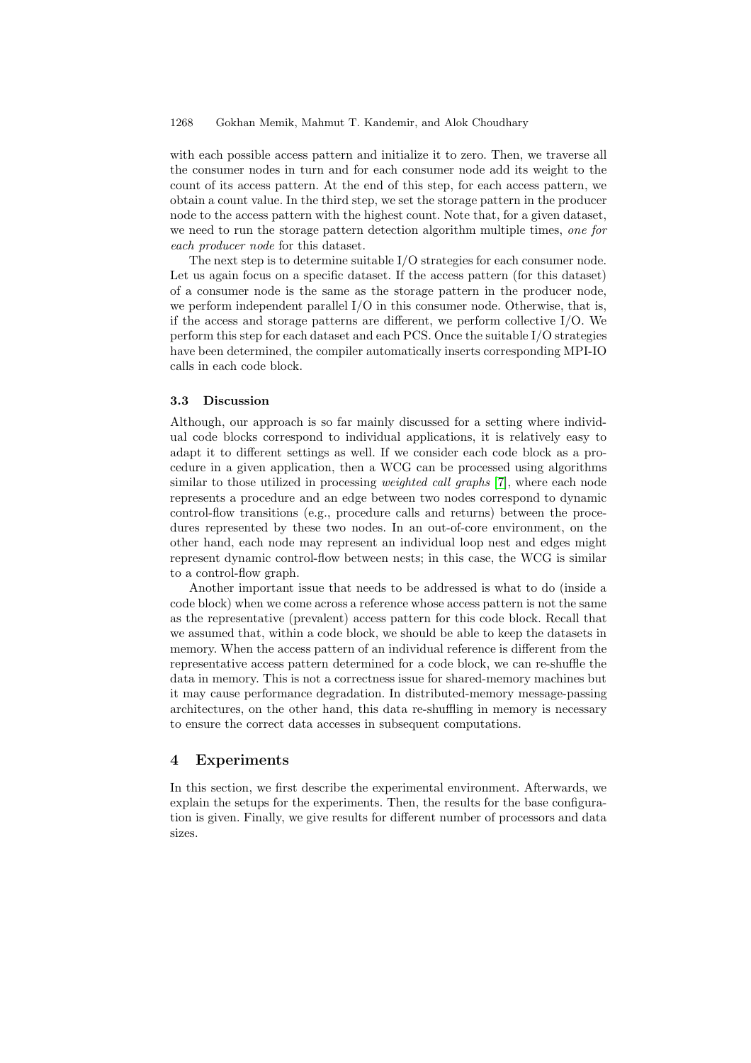with each possible access pattern and initialize it to zero. Then, we traverse all the consumer nodes in turn and for each consumer node add its weight to the count of its access pattern. At the end of this step, for each access pattern, we obtain a count value. In the third step, we set the storage pattern in the producer node to the access pattern with the highest count. Note that, for a given dataset, we need to run the storage pattern detection algorithm multiple times, *one for each producer node* for this dataset.

The next step is to determine suitable I/O strategies for each consumer node. Let us again focus on a specific dataset. If the access pattern (for this dataset) of a consumer node is the same as the storage pattern in the producer node, we perform independent parallel I/O in this consumer node. Otherwise, that is, if the access and storage patterns are different, we perform collective I/O. We perform this step for each dataset and each PCS. Once the suitable I/O strategies have been determined, the compiler automatically inserts corresponding MPI-IO calls in each code block.

### 3.3 Discussion

Although, our approach is so far mainly discussed for a setting where individual code blocks correspond to individual applications, it is relatively easy to adapt it to different settings as well. If we consider each code block as a procedure in a given application, then a WCG can be processed using algorithms similar to those utilized in processing *weighted call graphs* [7], where each node represents a procedure and an edge between two nodes correspond to dynamic control-flow transitions (e.g., procedure calls and returns) between the procedures represented by these two nodes. In an out-of-core environment, on the other hand, each node may represent an individual loop nest and edges might represent dynamic control-flow between nests; in this case, the WCG is similar to a control-flow graph.

Another important issue that needs to be addressed is what to do (inside a code block) when we come across a reference whose access pattern is not the same as the representative (prevalent) access pattern for this code block. Recall that we assumed that, within a code block, we should be able to keep the datasets in memory. When the access pattern of an individual reference is different from the representative access pattern determined for a code block, we can re-shuffle the data in memory. This is not a correctness issue for shared-memory machines but it may cause performance degradation. In distributed-memory message-passing architectures, on the other hand, this data re-shuffling in memory is necessary to ensure the correct data accesses in subsequent computations.

## 4 Experiments

In this section, we first describe the experimental environment. Afterwards, we explain the setups for the experiments. Then, the results for the base configuration is given. Finally, we give results for different number of processors and data sizes.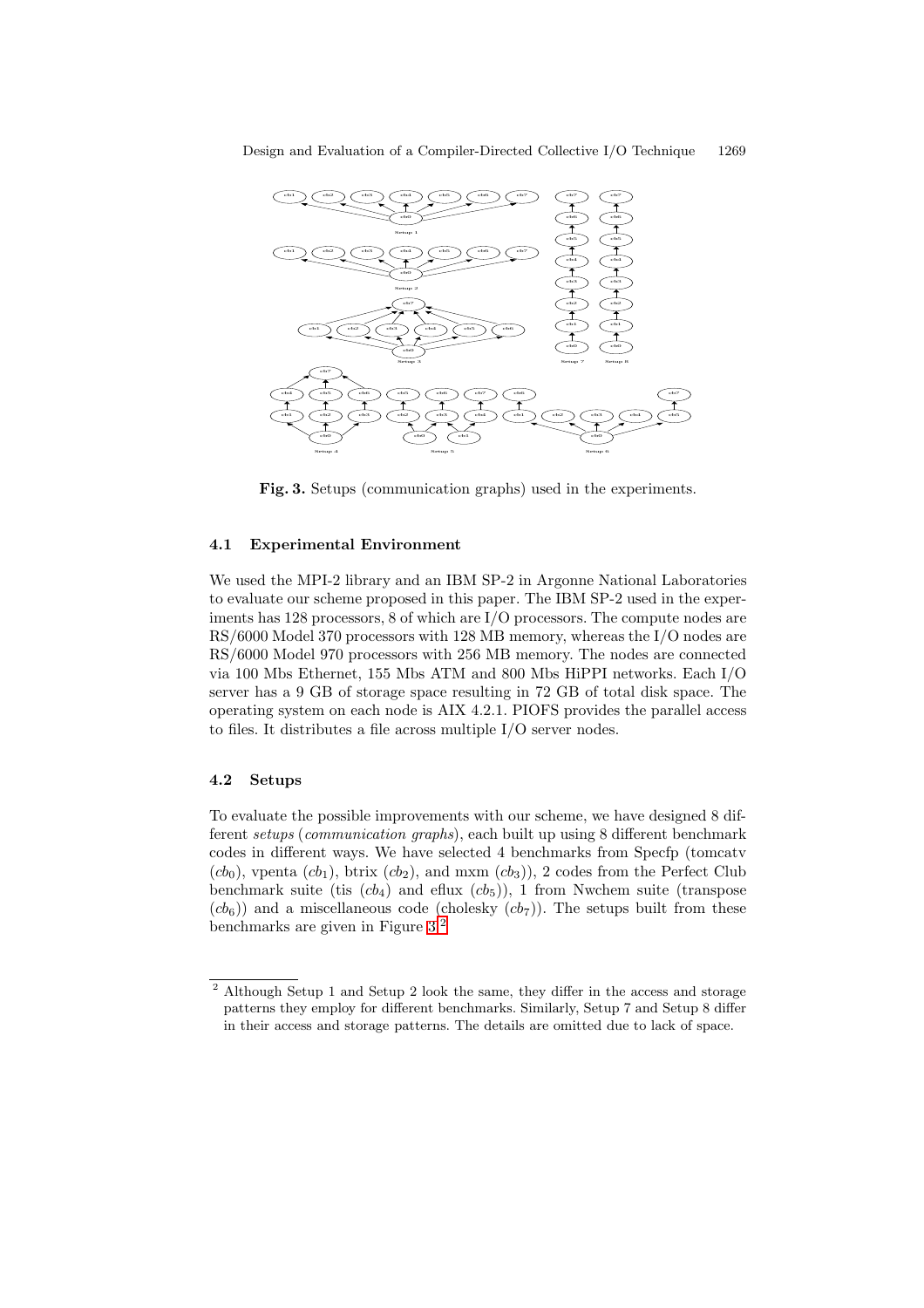**Fig. 3.** Setups (communication graphs) used in the experiments.

### 4.1 Experimental Environment

We used the MPI-2 library and an IBM SP-2 in Argonne National Laboratories to evaluate our scheme proposed in this paper. The IBM SP-2 used in the experiments has 128 processors, 8 of which are I/O processors. The compute nodes are RS/6000 Model 370 processors with 128 MB memory, whereas the I/O nodes are RS/6000 Model 970 processors with 256 MB memory. The nodes are connected via 100 Mbs Ethernet, 155 Mbs ATM and 800 Mbs HiPPI networks. Each I/O server has a 9 GB of storage space resulting in 72 GB of total disk space. The operating system on each node is AIX 4.2.1. PIOFS provides the parallel access to files. It distributes a file across multiple I/O server nodes.

### 4.2 Setups

To evaluate the possible improvements with our scheme, we have designed 8 different *setups* (*communication graphs*), each built up using 8 different benchmark codes in different ways. We have selected 4 benchmarks from Specfp (tomcatv ($cb_0$), vpenta ($cb_1$), btrix ($cb_2$), and mxm ($cb_3$)), 2 codes from the Perfect Club benchmark suite (tis ($cb_4$) and eflux ($cb_5$)), 1 from Nwchem suite (transpose ($cb_6$)) and a miscellaneous code (cholesky ($cb_7$)). The setups built from these benchmarks are given in Figure 3.[2]

[2] Although Setup 1 and Setup 2 look the same, they differ in the access and storage patterns they employ for different benchmarks. Similarly, Setup 7 and Setup 8 differ in their access and storage patterns. The details are omitted due to lack of space.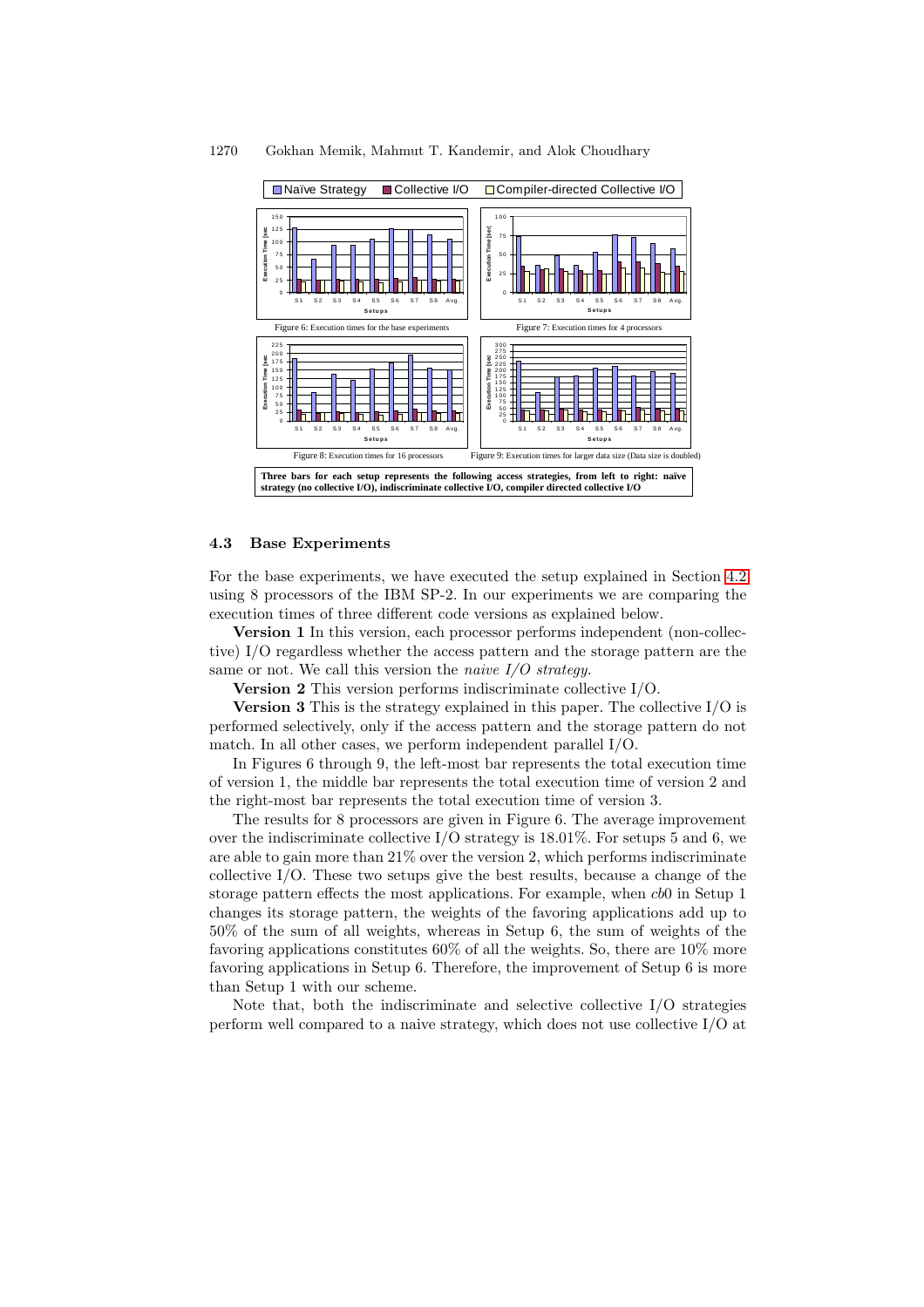Naïve Strategy | Collective I/O | Compiler-directed Collective I/O

Figure 6: Execution times for the base experiments

Figure 7: Execution times for 4 processors

Figure 8: Execution times for 16 processors

Figure 9: Execution times for larger data size (Data size is doubled)

**Three bars for each setup represents the following access strategies, from left to right: naïve strategy (no collective I/O), indiscriminate collective I/O, compiler directed collective I/O**

### 4.3 Base Experiments

For the base experiments, we have executed the setup explained in Section 4.2 using 8 processors of the IBM SP-2. In our experiments we are comparing the execution times of three different code versions as explained below.

**Version 1** In this version, each processor performs independent (non-collective) I/O regardless whether the access pattern and the storage pattern are the same or not. We call this version the *naive I/O strategy.*

**Version 2** This version performs indiscriminate collective I/O.

**Version 3** This is the strategy explained in this paper. The collective I/O is performed selectively, only if the access pattern and the storage pattern do not match. In all other cases, we perform independent parallel I/O.

In Figures 6 through 9, the left-most bar represents the total execution time of version 1, the middle bar represents the total execution time of version 2 and the right-most bar represents the total execution time of version 3.

The results for 8 processors are given in Figure 6. The average improvement over the indiscriminate collective I/O strategy is 18.01%. For setups 5 and 6, we are able to gain more than 21% over the version 2, which performs indiscriminate collective I/O. These two setups give the best results, because a change of the storage pattern effects the most applications. For example, when *cb*0 in Setup 1 changes its storage pattern, the weights of the favoring applications add up to 50% of the sum of all weights, whereas in Setup 6, the sum of weights of the favoring applications constitutes 60% of all the weights. So, there are 10% more favoring applications in Setup 6. Therefore, the improvement of Setup 6 is more than Setup 1 with our scheme.

Note that, both the indiscriminate and selective collective I/O strategies perform well compared to a naive strategy, which does not use collective I/O at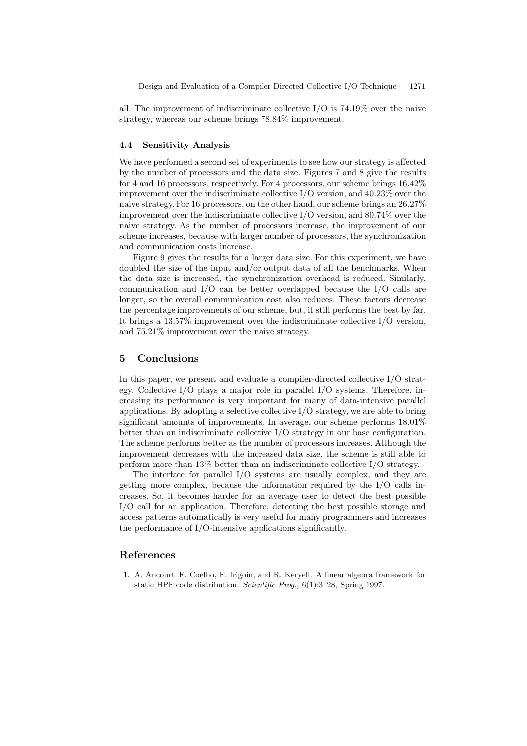all. The improvement of indiscriminate collective I/O is 74.19% over the naive strategy, whereas our scheme brings 78.84% improvement.

### 4.4 Sensitivity Analysis

We have performed a second set of experiments to see how our strategy is affected by the number of processors and the data size. Figures 7 and 8 give the results for 4 and 16 processors, respectively. For 4 processors, our scheme brings 16.42% improvement over the indiscriminate collective I/O version, and 40.23% over the naive strategy. For 16 processors, on the other hand, our scheme brings an 26.27% improvement over the indiscriminate collective I/O version, and 80.74% over the naive strategy. As the number of processors increase, the improvement of our scheme increases, because with larger number of processors, the synchronization and communication costs increase.

Figure 9 gives the results for a larger data size. For this experiment, we have doubled the size of the input and/or output data of all the benchmarks. When the data size is increased, the synchronization overhead is reduced. Similarly, communication and I/O can be better overlapped because the I/O calls are longer, so the overall communication cost also reduces. These factors decrease the percentage improvements of our scheme, but, it still performs the best by far. It brings a 13.57% improvement over the indiscriminate collective I/O version, and 75.21% improvement over the naive strategy.

## 5 Conclusions

In this paper, we present and evaluate a compiler-directed collective I/O strategy. Collective I/O plays a major role in parallel I/O systems. Therefore, increasing its performance is very important for many of data-intensive parallel applications. By adopting a selective collective I/O strategy, we are able to bring significant amounts of improvements. In average, our scheme performs 18.01% better than an indiscriminate collective I/O strategy in our base configuration. The scheme performs better as the number of processors increases. Although the improvement decreases with the increased data size, the scheme is still able to perform more than 13% better than an indiscriminate collective I/O strategy.

The interface for parallel I/O systems are usually complex, and they are getting more complex, because the information required by the I/O calls increases. So, it becomes harder for an average user to detect the best possible I/O call for an application. Therefore, detecting the best possible storage and access patterns automatically is very useful for many programmers and increases the performance of I/O-intensive applications significantly.

## References

1. A. Ancourt, F. Coelho, F. Irigoin, and R. Keryell. A linear algebra framework for static HPF code distribution. *Scientific Prog.,* 6(1):3–28, Spring 1997.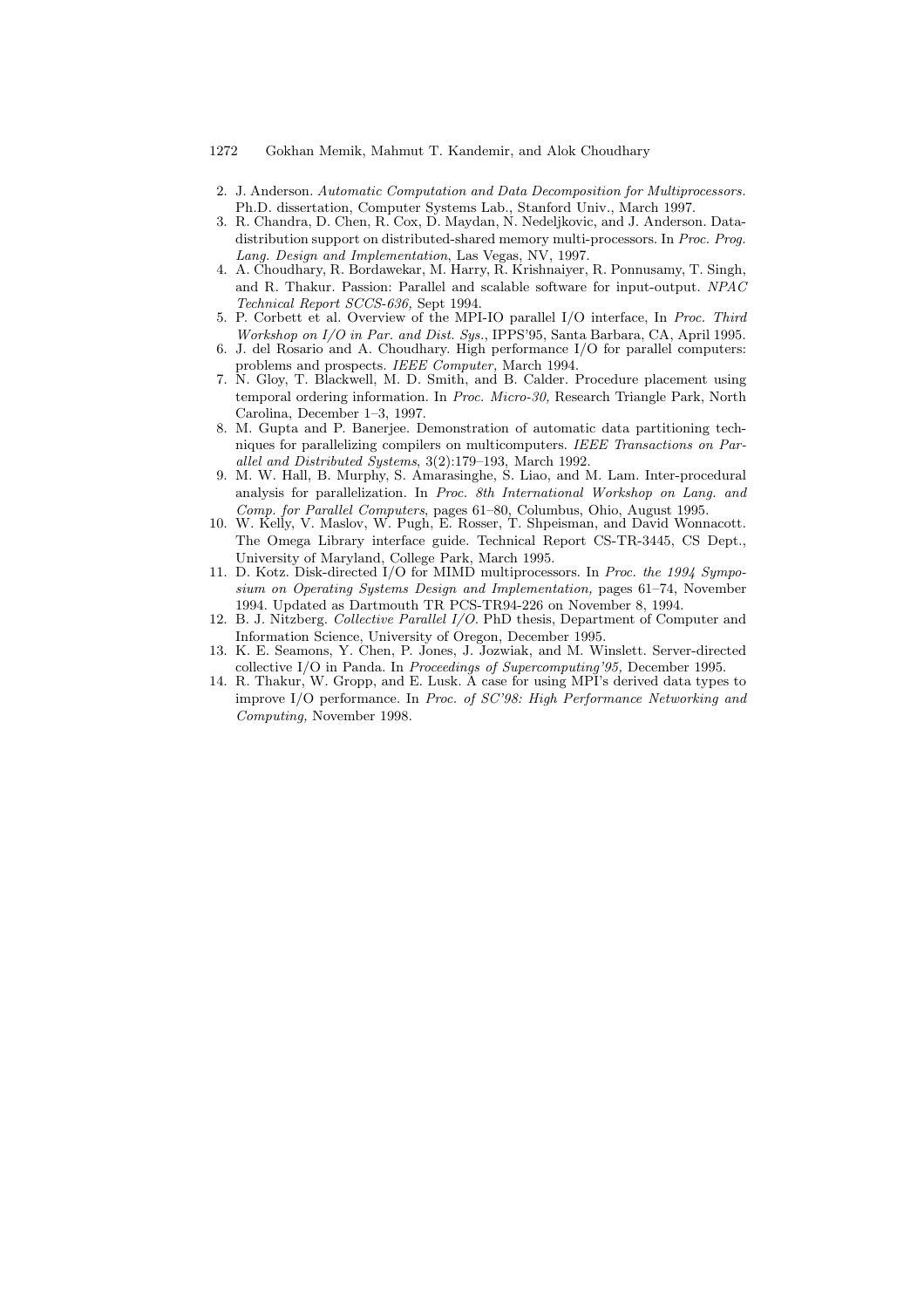2. J. Anderson. *Automatic Computation and Data Decomposition for Multiprocessors.* Ph.D. dissertation, Computer Systems Lab., Stanford Univ., March 1997.
3. R. Chandra, D. Chen, R. Cox, D. Maydan, N. Nedeljkovic, and J. Anderson. Data-distribution support on distributed-shared memory multi-processors. In *Proc. Prog. Lang. Design and Implementation*, Las Vegas, NV, 1997.
4. A. Choudhary, R. Bordawekar, M. Harry, R. Krishnaiyer, R. Ponnusamy, T. Singh, and R. Thakur. Passion: Parallel and scalable software for input-output. *NPAC Technical Report SCCS-636,* Sept 1994.
5. P. Corbett et al. Overview of the MPI-IO parallel I/O interface, In *Proc. Third Workshop on I/O in Par. and Dist. Sys.*, IPPS'95, Santa Barbara, CA, April 1995.
6. J. del Rosario and A. Choudhary. High performance I/O for parallel computers: problems and prospects. *IEEE Computer,* March 1994.
7. N. Gloy, T. Blackwell, M. D. Smith, and B. Calder. Procedure placement using temporal ordering information. In *Proc. Micro-30,* Research Triangle Park, North Carolina, December 1–3, 1997.
8. M. Gupta and P. Banerjee. Demonstration of automatic data partitioning techniques for parallelizing compilers on multicomputers. *IEEE Transactions on Parallel and Distributed Systems*, 3(2):179–193, March 1992.
9. M. W. Hall, B. Murphy, S. Amarasinghe, S. Liao, and M. Lam. Inter-procedural analysis for parallelization. In *Proc. 8th International Workshop on Lang. and Comp. for Parallel Computers*, pages 61–80, Columbus, Ohio, August 1995.
10. W. Kelly, V. Maslov, W. Pugh, E. Rosser, T. Shpeisman, and David Wonnacott. The Omega Library interface guide. Technical Report CS-TR-3445, CS Dept., University of Maryland, College Park, March 1995.
11. D. Kotz. Disk-directed I/O for MIMD multiprocessors. In *Proc. the 1994 Symposium on Operating Systems Design and Implementation,* pages 61–74, November 1994. Updated as Dartmouth TR PCS-TR94-226 on November 8, 1994.
12. B. J. Nitzberg. *Collective Parallel I/O.* PhD thesis, Department of Computer and Information Science, University of Oregon, December 1995.
13. K. E. Seamons, Y. Chen, P. Jones, J. Jozwiak, and M. Winslett. Server-directed collective I/O in Panda. In *Proceedings of Supercomputing'95,* December 1995.
14. R. Thakur, W. Gropp, and E. Lusk. A case for using MPI's derived data types to improve I/O performance. In *Proc. of SC'98: High Performance Networking and Computing,* November 1998.